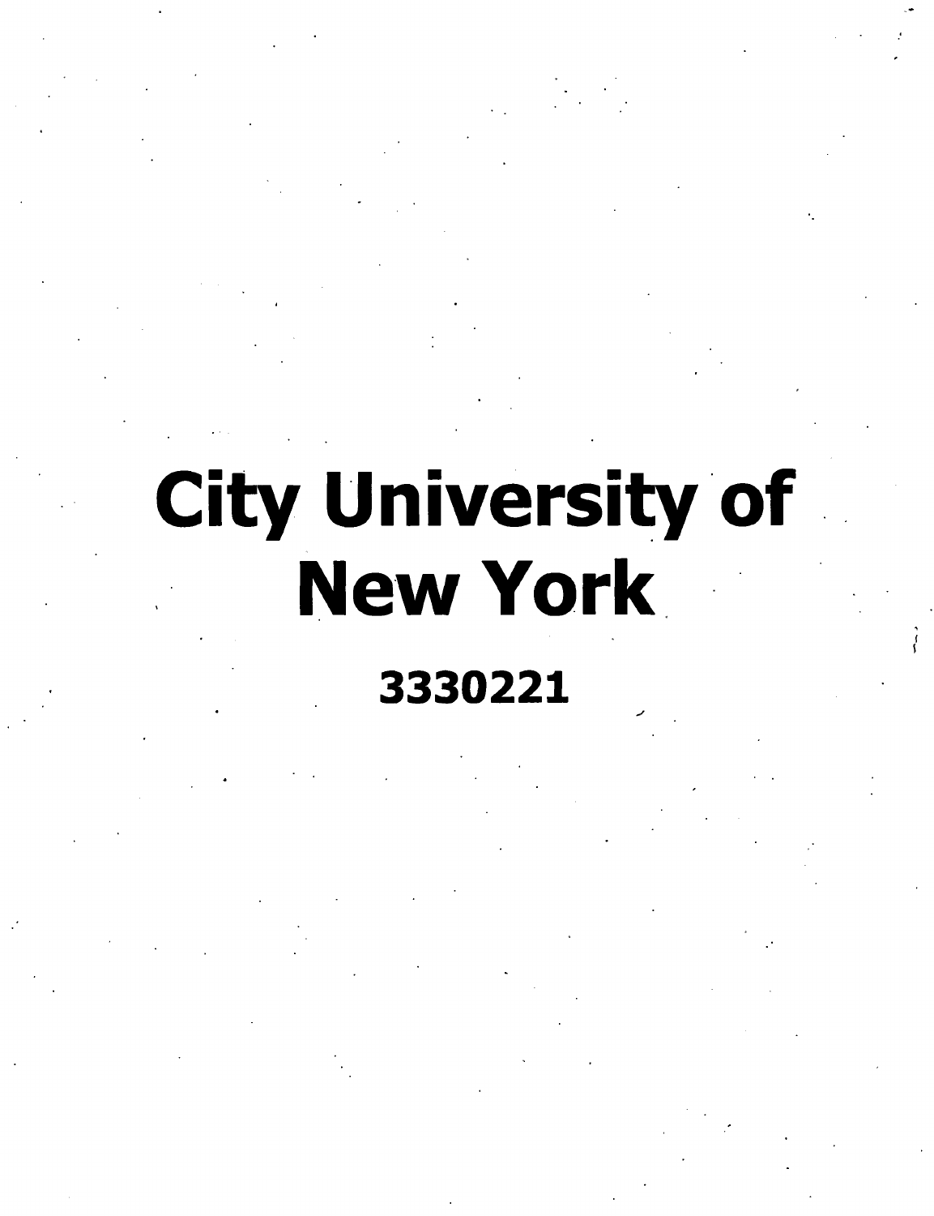# City University of New York

**3330221**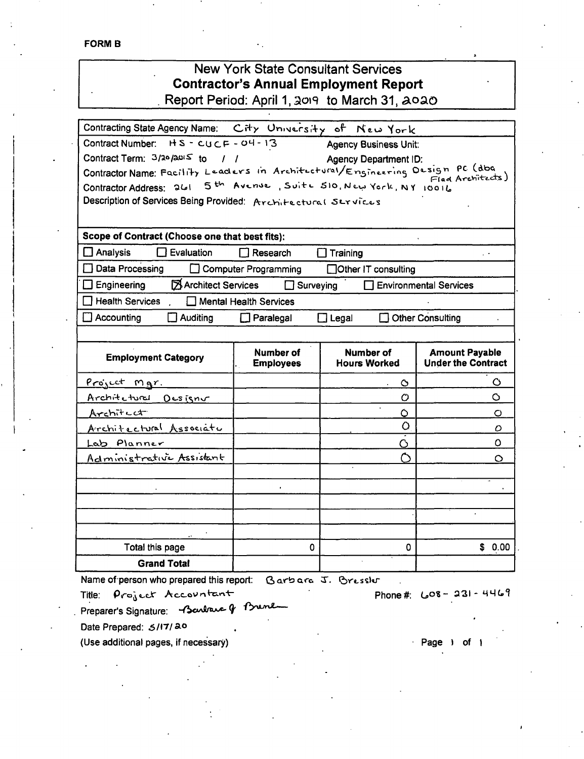**FORM B**

# New York State Consultant Services
## Contractor's Annual Employment Report
Report Period: April 1, 2019 to March 31, 2020

Contracting State Agency Name: City University of New York

Contract Number: HS - CUCF - 04 - 13 | Agency Business Unit:

Contract Term: 3/20/2015 to / / | Agency Department ID:

Contractor Name: Facility Leaders in Architectural/Engineering Design PC (dba Flad Architects)

Contractor Address: 261 5th Avenue, Suite 510, New York, NY 10016

Description of Services Being Provided: Architectural Services

**Scope of Contract (Choose one that best fits):**

☐ Analysis ☐ Evaluation ☐ Research ☐ Training

☐ Data Processing ☐ Computer Programming ☐ Other IT consulting

☐ Engineering ☒ Architect Services ☐ Surveying ☐ Environmental Services

☐ Health Services ☐ Mental Health Services

☐ Accounting ☐ Auditing ☐ Paralegal ☐ Legal ☐ Other Consulting

| Employment Category | Number of Employees | Number of Hours Worked | Amount Payable Under the Contract |
|---|---|---|---|
| Project Mgr. | | 0 | 0 |
| Architectural Designer | | 0 | 0 |
| Architect | | 0 | 0 |
| Architectural Associate | | 0 | 0 |
| Lab Planner | | 0 | 0 |
| Administrative Assistant | | 0 | 0 |
| | | | |
| | | | |
| | | | |
| | | | |
| | | | |
| Total this page | 0 | 0 | $ 0.00 |
| **Grand Total** | | | |

Name of person who prepared this report: Barbara J. Bressler

Title: Project Accountant Phone #: 608 - 231 - 4469

Preparer's Signature: Barbara J Bressler

Date Prepared: 5/17/20

(Use additional pages, if necessary)